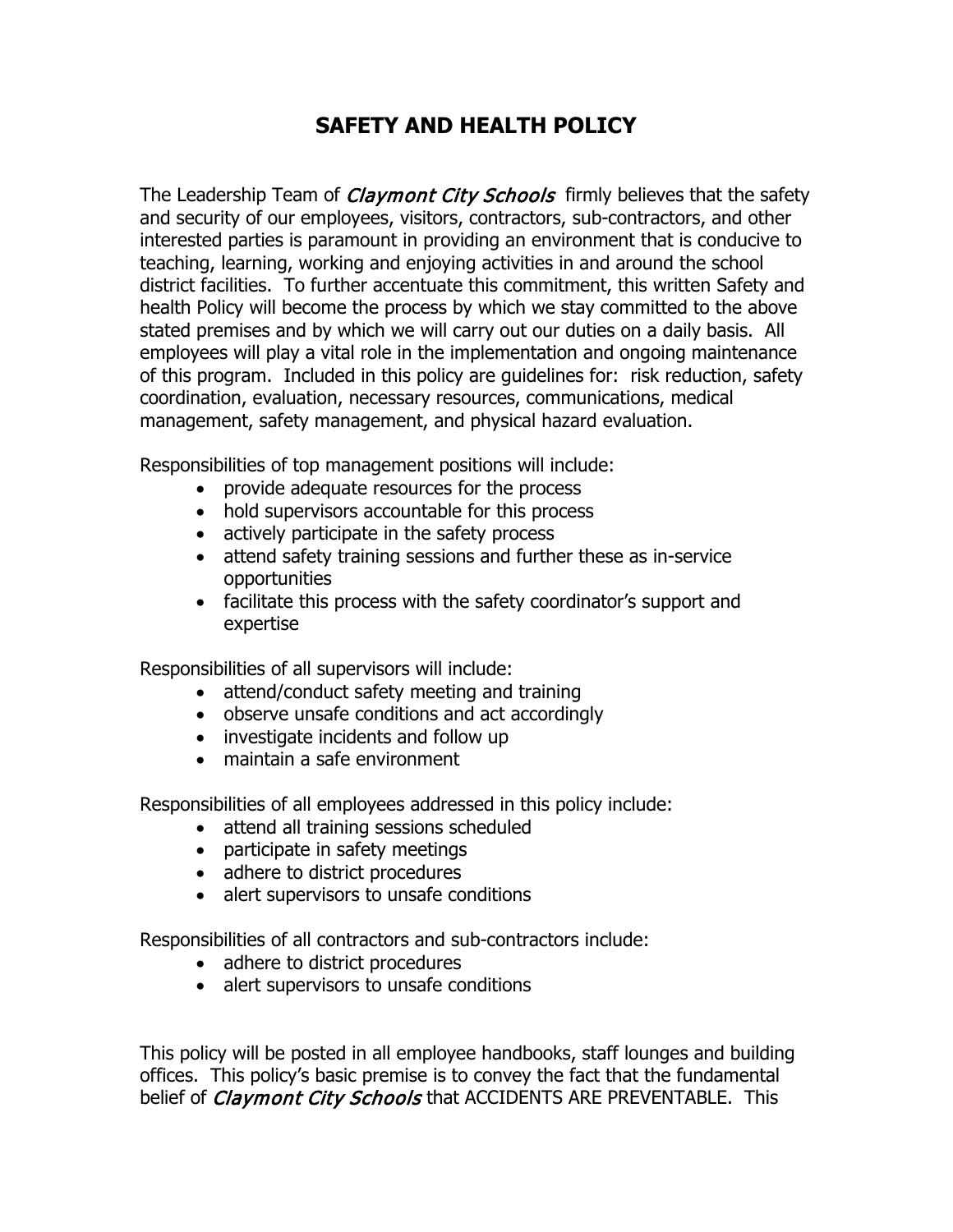# SAFETY AND HEALTH POLICY

The Leadership Team of *Claymont City Schools* firmly believes that the safety and security of our employees, visitors, contractors, sub-contractors, and other interested parties is paramount in providing an environment that is conducive to teaching, learning, working and enjoying activities in and around the school district facilities. To further accentuate this commitment, this written Safety and health Policy will become the process by which we stay committed to the above stated premises and by which we will carry out our duties on a daily basis. All employees will play a vital role in the implementation and ongoing maintenance of this program. Included in this policy are guidelines for: risk reduction, safety coordination, evaluation, necessary resources, communications, medical management, safety management, and physical hazard evaluation.

Responsibilities of top management positions will include:

- provide adequate resources for the process
- hold supervisors accountable for this process
- actively participate in the safety process
- attend safety training sessions and further these as in-service opportunities
- facilitate this process with the safety coordinator's support and expertise

Responsibilities of all supervisors will include:

- attend/conduct safety meeting and training
- observe unsafe conditions and act accordingly
- investigate incidents and follow up
- maintain a safe environment

Responsibilities of all employees addressed in this policy include:

- attend all training sessions scheduled
- participate in safety meetings
- adhere to district procedures
- alert supervisors to unsafe conditions

Responsibilities of all contractors and sub-contractors include:

- adhere to district procedures
- alert supervisors to unsafe conditions

This policy will be posted in all employee handbooks, staff lounges and building offices. This policy's basic premise is to convey the fact that the fundamental belief of *Claymont City Schools* that ACCIDENTS ARE PREVENTABLE. This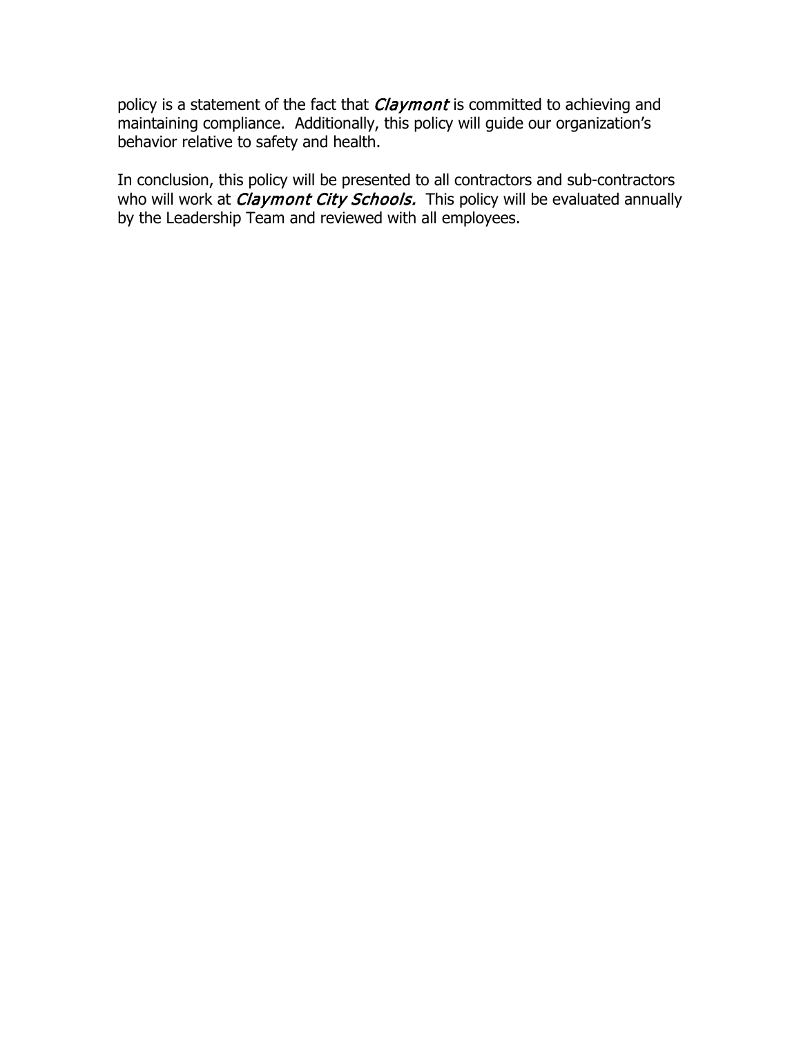policy is a statement of the fact that *Claymont* is committed to achieving and maintaining compliance. Additionally, this policy will guide our organization's behavior relative to safety and health.

In conclusion, this policy will be presented to all contractors and sub-contractors who will work at *Claymont City Schools.* This policy will be evaluated annually by the Leadership Team and reviewed with all employees.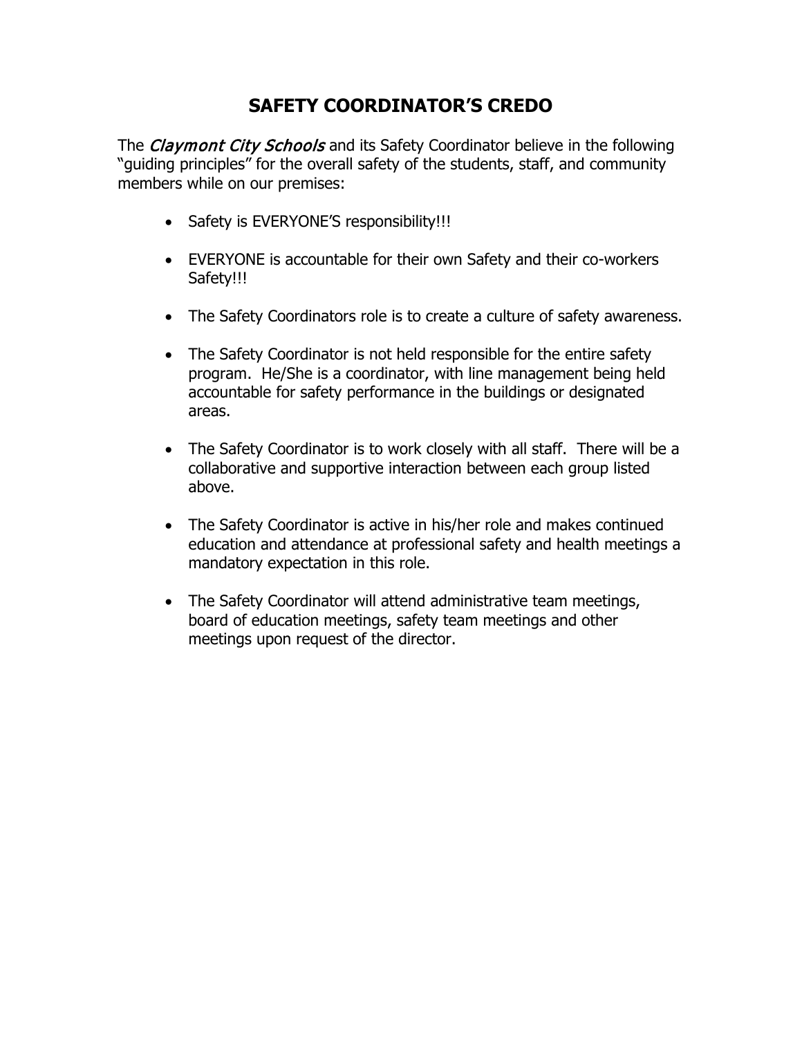# SAFETY COORDINATOR'S CREDO

The *Claymont City Schools* and its Safety Coordinator believe in the following "guiding principles" for the overall safety of the students, staff, and community members while on our premises:

- Safety is EVERYONE'S responsibility!!!
- EVERYONE is accountable for their own Safety and their co-workers Safety!!!
- The Safety Coordinators role is to create a culture of safety awareness.
- The Safety Coordinator is not held responsible for the entire safety program. He/She is a coordinator, with line management being held accountable for safety performance in the buildings or designated areas.
- The Safety Coordinator is to work closely with all staff. There will be a collaborative and supportive interaction between each group listed above.
- The Safety Coordinator is active in his/her role and makes continued education and attendance at professional safety and health meetings a mandatory expectation in this role.
- The Safety Coordinator will attend administrative team meetings, board of education meetings, safety team meetings and other meetings upon request of the director.